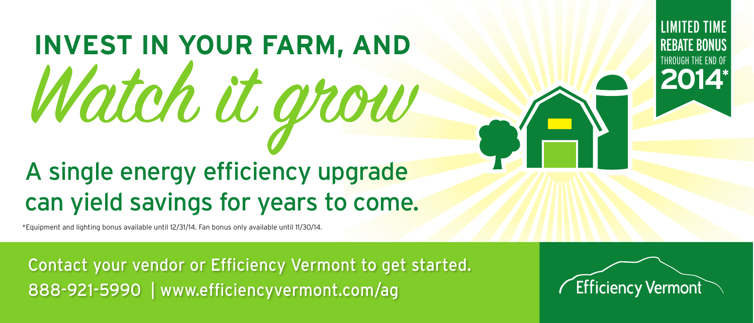# INVEST IN YOUR FARM, AND

# *Watch it grow*

LIMITED TIME REBATE BONUS THROUGH THE END OF **2014***

## A single energy efficiency upgrade can yield savings for years to come.

*Equipment and lighting bonus available until 12/31/14. Fan bonus only available until 11/30/14.

Contact your vendor or Efficiency Vermont to get started.
888-921-5990 | www.efficiencyvermont.com/ag

Efficiency Vermont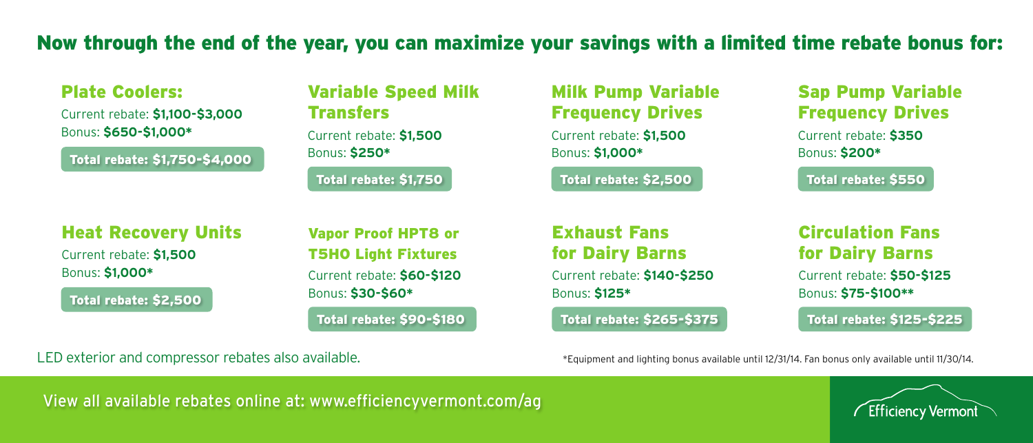## Now through the end of the year, you can maximize your savings with a limited time rebate bonus for:

### Plate Coolers:

Current rebate: **$1,100-$3,000**
Bonus: **$650-$1,000***

**Total rebate: $1,750-$4,000**

### Variable Speed Milk Transfers

Current rebate: **$1,500**
Bonus: **$250***

**Total rebate: $1,750**

### Milk Pump Variable Frequency Drives

Current rebate: **$1,500**
Bonus: **$1,000***

**Total rebate: $2,500**

### Sap Pump Variable Frequency Drives

Current rebate: **$350**
Bonus: **$200***

**Total rebate: $550**

### Heat Recovery Units

Current rebate: **$1,500**
Bonus: **$1,000***

**Total rebate: $2,500**

### Vapor Proof HPT8 or T5HO Light Fixtures

Current rebate: **$60-$120**
Bonus: **$30-$60***

**Total rebate: $90-$180**

### Exhaust Fans for Dairy Barns

Current rebate: **$140-$250**
Bonus: **$125***

**Total rebate: $265-$375**

### Circulation Fans for Dairy Barns

Current rebate: **$50-$125**
Bonus: **$75-$100****

**Total rebate: $125-$225**

LED exterior and compressor rebates also available.

*Equipment and lighting bonus available until 12/31/14. Fan bonus only available until 11/30/14.

View all available rebates online at: www.efficiencyvermont.com/ag

Efficiency Vermont